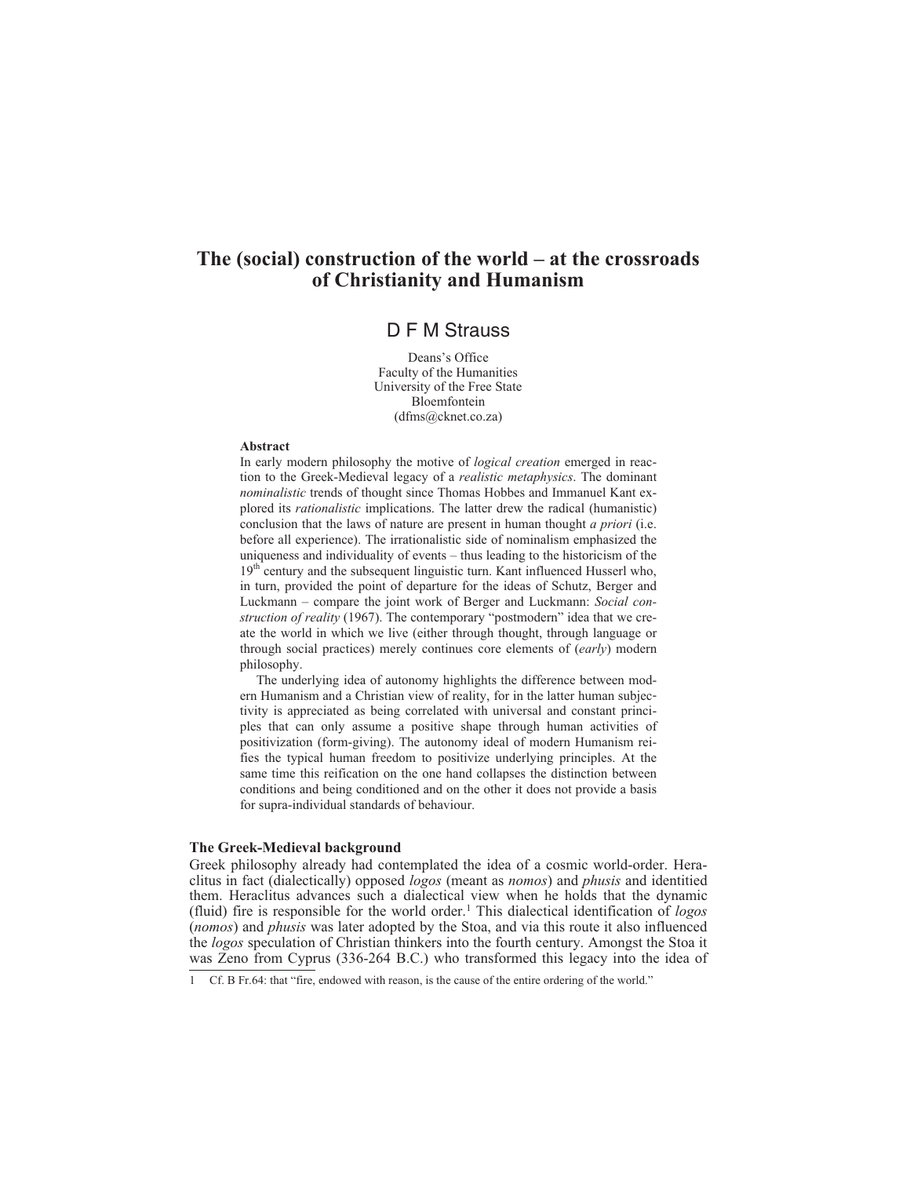# The (social) construction of the world – at the crossroads of Christianity and Humanism

D F M Strauss

Deans's Office
Faculty of the Humanities
University of the Free State
Bloemfontein
(dfms@cknet.co.za)

**Abstract**

In early modern philosophy the motive of *logical creation* emerged in reaction to the Greek-Medieval legacy of a *realistic metaphysics*. The dominant *nominalistic* trends of thought since Thomas Hobbes and Immanuel Kant explored its *rationalistic* implications. The latter drew the radical (humanistic) conclusion that the laws of nature are present in human thought *a priori* (i.e. before all experience). The irrationalistic side of nominalism emphasized the uniqueness and individuality of events – thus leading to the historicism of the 19th century and the subsequent linguistic turn. Kant influenced Husserl who, in turn, provided the point of departure for the ideas of Schutz, Berger and Luckmann – compare the joint work of Berger and Luckmann: *Social construction of reality* (1967). The contemporary "postmodern" idea that we create the world in which we live (either through thought, through language or through social practices) merely continues core elements of (*early*) modern philosophy.

The underlying idea of autonomy highlights the difference between modern Humanism and a Christian view of reality, for in the latter human subjectivity is appreciated as being correlated with universal and constant principles that can only assume a positive shape through human activities of positivization (form-giving). The autonomy ideal of modern Humanism reifies the typical human freedom to positivize underlying principles. At the same time this reification on the one hand collapses the distinction between conditions and being conditioned and on the other it does not provide a basis for supra-individual standards of behaviour.

## The Greek-Medieval background

Greek philosophy already had contemplated the idea of a cosmic world-order. Heraclitus in fact (dialectically) opposed *logos* (meant as *nomos*) and *phusis* and identitied them. Heraclitus advances such a dialectical view when he holds that the dynamic (fluid) fire is responsible for the world order.[1] This dialectical identification of *logos* (*nomos*) and *phusis* was later adopted by the Stoa, and via this route it also influenced the *logos* speculation of Christian thinkers into the fourth century. Amongst the Stoa it was Zeno from Cyprus (336-264 B.C.) who transformed this legacy into the idea of

---

1 Cf. B Fr.64: that "fire, endowed with reason, is the cause of the entire ordering of the world."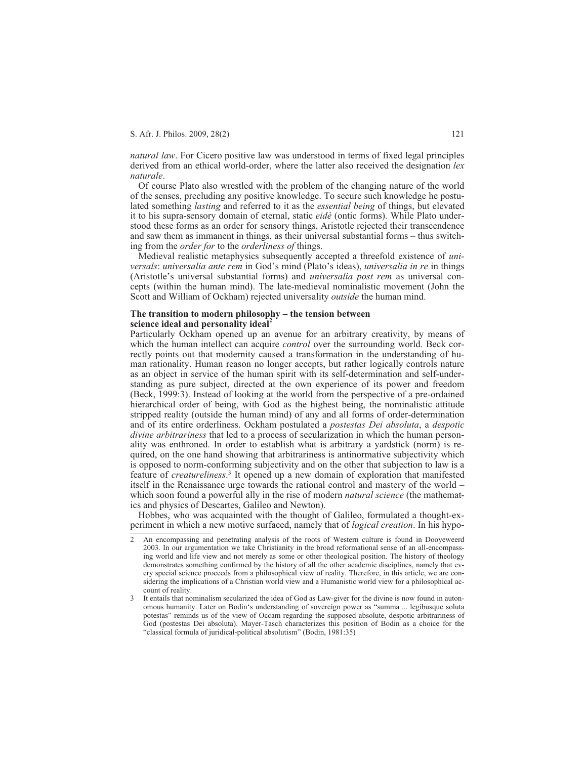*natural law*. For Cicero positive law was understood in terms of fixed legal principles derived from an ethical world-order, where the latter also received the designation *lex naturale*.

Of course Plato also wrestled with the problem of the changing nature of the world of the senses, precluding any positive knowledge. To secure such knowledge he postulated something *lasting* and referred to it as the *essential being* of things, but elevated it to his supra-sensory domain of eternal, static *eidè* (ontic forms). While Plato understood these forms as an order for sensory things, Aristotle rejected their transcendence and saw them as immanent in things, as their universal substantial forms – thus switching from the *order for* to the *orderliness of* things.

Medieval realistic metaphysics subsequently accepted a threefold existence of *universals*: *universalia ante rem* in God's mind (Plato's ideas), *universalia in re* in things (Aristotle's universal substantial forms) and *universalia post rem* as universal concepts (within the human mind). The late-medieval nominalistic movement (John the Scott and William of Ockham) rejected universality *outside* the human mind.

### The transition to modern philosophy – the tension between science ideal and personality ideal[2]

Particularly Ockham opened up an avenue for an arbitrary creativity, by means of which the human intellect can acquire *control* over the surrounding world. Beck correctly points out that modernity caused a transformation in the understanding of human rationality. Human reason no longer accepts, but rather logically controls nature as an object in service of the human spirit with its self-determination and self-understanding as pure subject, directed at the own experience of its power and freedom (Beck, 1999:3). Instead of looking at the world from the perspective of a pre-ordained hierarchical order of being, with God as the highest being, the nominalistic attitude stripped reality (outside the human mind) of any and all forms of order-determination and of its entire orderliness. Ockham postulated a *postestas Dei absoluta*, a *despotic divine arbitrariness* that led to a process of secularization in which the human personality was enthroned. In order to establish what is arbitrary a yardstick (norm) is required, on the one hand showing that arbitrariness is antinormative subjectivity which is opposed to norm-conforming subjectivity and on the other that subjection to law is a feature of *creatureliness*.[3] It opened up a new domain of exploration that manifested itself in the Renaissance urge towards the rational control and mastery of the world – which soon found a powerful ally in the rise of modern *natural science* (the mathematics and physics of Descartes, Galileo and Newton).

Hobbes, who was acquainted with the thought of Galileo, formulated a thought-experiment in which a new motive surfaced, namely that of *logical creation*. In his hypo-

---

2 An encompassing and penetrating analysis of the roots of Western culture is found in Dooyeweerd 2003. In our argumentation we take Christianity in the broad reformational sense of an all-encompassing world and life view and not merely as some or other theological position. The history of theology demonstrates something confirmed by the history of all the other academic disciplines, namely that every special science proceeds from a philosophical view of reality. Therefore, in this article, we are considering the implications of a Christian world view and a Humanistic world view for a philosophical account of reality.

3 It entails that nominalism secularized the idea of God as Law-giver for the divine is now found in autonomous humanity. Later on Bodin's understanding of sovereign power as "summa ... legibusque soluta potestas" reminds us of the view of Occam regarding the supposed absolute, despotic arbitrariness of God (postestas Dei absoluta). Mayer-Tasch characterizes this position of Bodin as a choice for the "classical formula of juridical-political absolutism" (Bodin, 1981:35)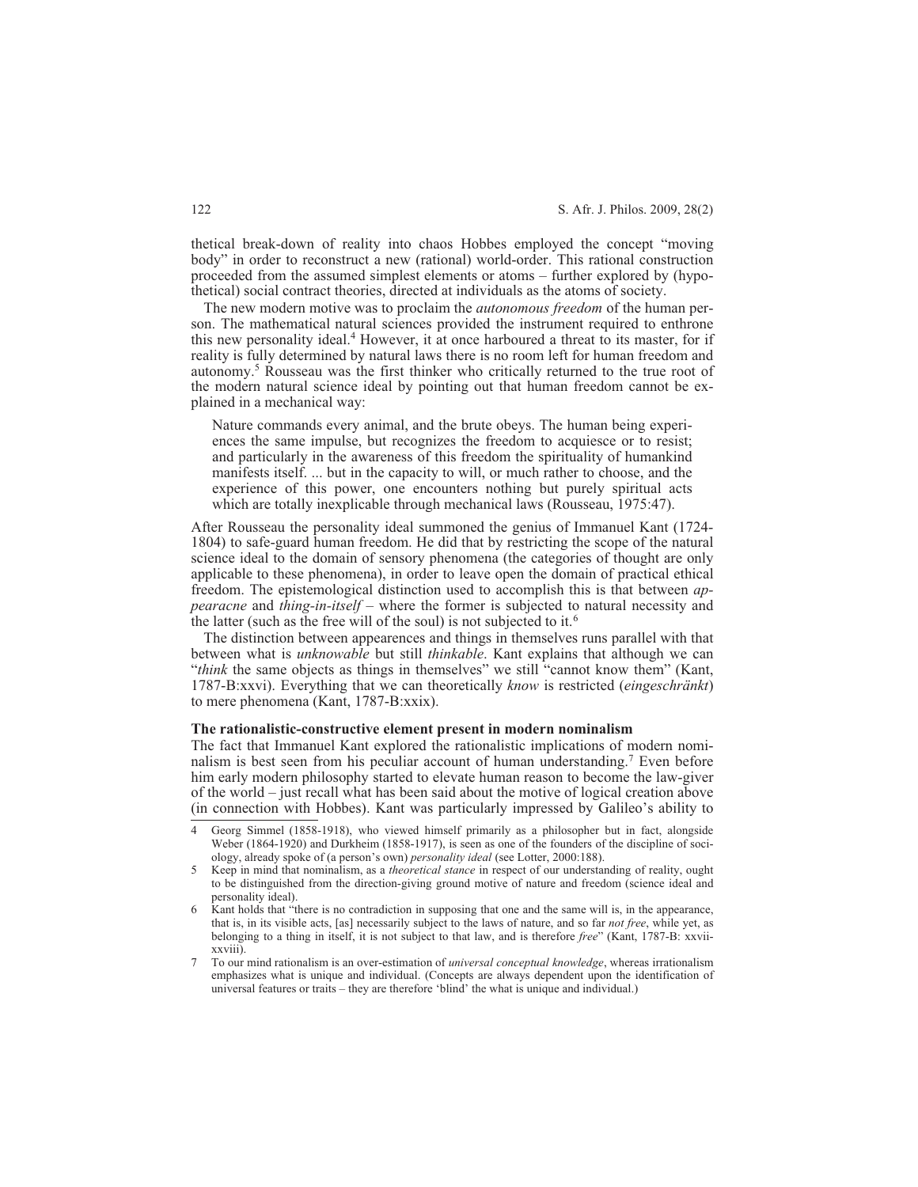thetical break-down of reality into chaos Hobbes employed the concept "moving body" in order to reconstruct a new (rational) world-order. This rational construction proceeded from the assumed simplest elements or atoms – further explored by (hypothetical) social contract theories, directed at individuals as the atoms of society.

The new modern motive was to proclaim the *autonomous freedom* of the human person. The mathematical natural sciences provided the instrument required to enthrone this new personality ideal.[4] However, it at once harboured a threat to its master, for if reality is fully determined by natural laws there is no room left for human freedom and autonomy.[5] Rousseau was the first thinker who critically returned to the true root of the modern natural science ideal by pointing out that human freedom cannot be explained in a mechanical way:

> Nature commands every animal, and the brute obeys. The human being experiences the same impulse, but recognizes the freedom to acquiesce or to resist; and particularly in the awareness of this freedom the spirituality of humankind manifests itself. ... but in the capacity to will, or much rather to choose, and the experience of this power, one encounters nothing but purely spiritual acts which are totally inexplicable through mechanical laws (Rousseau, 1975:47).

After Rousseau the personality ideal summoned the genius of Immanuel Kant (1724-1804) to safe-guard human freedom. He did that by restricting the scope of the natural science ideal to the domain of sensory phenomena (the categories of thought are only applicable to these phenomena), in order to leave open the domain of practical ethical freedom. The epistemological distinction used to accomplish this is that between *appearacne* and *thing-in-itself* – where the former is subjected to natural necessity and the latter (such as the free will of the soul) is not subjected to it.[6]

The distinction between appearences and things in themselves runs parallel with that between what is *unknowable* but still *thinkable*. Kant explains that although we can "*think* the same objects as things in themselves" we still "cannot know them" (Kant, 1787-B:xxvi). Everything that we can theoretically *know* is restricted (*eingeschränkt*) to mere phenomena (Kant, 1787-B:xxix).

**The rationalistic-constructive element present in modern nominalism**

The fact that Immanuel Kant explored the rationalistic implications of modern nominalism is best seen from his peculiar account of human understanding.[7] Even before him early modern philosophy started to elevate human reason to become the law-giver of the world – just recall what has been said about the motive of logical creation above (in connection with Hobbes). Kant was particularly impressed by Galileo's ability to

---

4 Georg Simmel (1858-1918), who viewed himself primarily as a philosopher but in fact, alongside Weber (1864-1920) and Durkheim (1858-1917), is seen as one of the founders of the discipline of sociology, already spoke of (a person's own) *personality ideal* (see Lotter, 2000:188).

5 Keep in mind that nominalism, as a *theoretical stance* in respect of our understanding of reality, ought to be distinguished from the direction-giving ground motive of nature and freedom (science ideal and personality ideal).

6 Kant holds that "there is no contradiction in supposing that one and the same will is, in the appearance, that is, in its visible acts, [as] necessarily subject to the laws of nature, and so far *not free*, while yet, as belonging to a thing in itself, it is not subject to that law, and is therefore *free*" (Kant, 1787-B: xxvii-xxviii).

7 To our mind rationalism is an over-estimation of *universal conceptual knowledge*, whereas irrationalism emphasizes what is unique and individual. (Concepts are always dependent upon the identification of universal features or traits – they are therefore 'blind' the what is unique and individual.)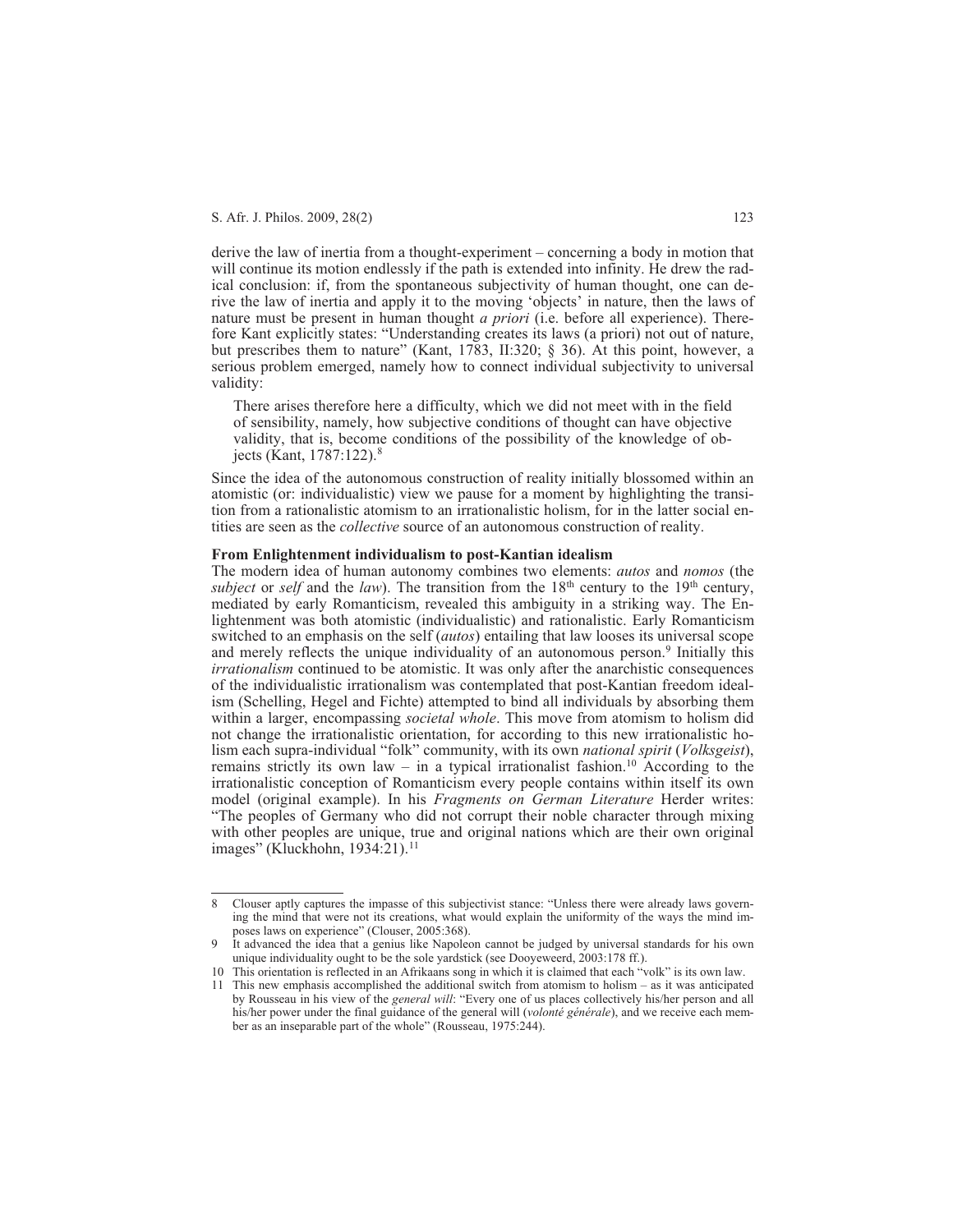derive the law of inertia from a thought-experiment – concerning a body in motion that will continue its motion endlessly if the path is extended into infinity. He drew the radical conclusion: if, from the spontaneous subjectivity of human thought, one can derive the law of inertia and apply it to the moving 'objects' in nature, then the laws of nature must be present in human thought *a priori* (i.e. before all experience). Therefore Kant explicitly states: "Understanding creates its laws (a priori) not out of nature, but prescribes them to nature" (Kant, 1783, II:320; § 36). At this point, however, a serious problem emerged, namely how to connect individual subjectivity to universal validity:

> There arises therefore here a difficulty, which we did not meet with in the field of sensibility, namely, how subjective conditions of thought can have objective validity, that is, become conditions of the possibility of the knowledge of objects (Kant, 1787:122).[8]

Since the idea of the autonomous construction of reality initially blossomed within an atomistic (or: individualistic) view we pause for a moment by highlighting the transition from a rationalistic atomism to an irrationalistic holism, for in the latter social entities are seen as the *collective* source of an autonomous construction of reality.

**From Enlightenment individualism to post-Kantian idealism**

The modern idea of human autonomy combines two elements: *autos* and *nomos* (the *subject* or *self* and the *law*). The transition from the 18th century to the 19th century, mediated by early Romanticism, revealed this ambiguity in a striking way. The Enlightenment was both atomistic (individualistic) and rationalistic. Early Romanticism switched to an emphasis on the self (*autos*) entailing that law looses its universal scope and merely reflects the unique individuality of an autonomous person.[9] Initially this *irrationalism* continued to be atomistic. It was only after the anarchistic consequences of the individualistic irrationalism was contemplated that post-Kantian freedom idealism (Schelling, Hegel and Fichte) attempted to bind all individuals by absorbing them within a larger, encompassing *societal whole*. This move from atomism to holism did not change the irrationalistic orientation, for according to this new irrationalistic holism each supra-individual "folk" community, with its own *national spirit* (*Volksgeist*), remains strictly its own law – in a typical irrationalist fashion.[10] According to the irrationalistic conception of Romanticism every people contains within itself its own model (original example). In his *Fragments on German Literature* Herder writes: "The peoples of Germany who did not corrupt their noble character through mixing with other peoples are unique, true and original nations which are their own original images" (Kluckhohn, 1934:21).[11]

---

8 Clouser aptly captures the impasse of this subjectivist stance: "Unless there were already laws governing the mind that were not its creations, what would explain the uniformity of the ways the mind imposes laws on experience" (Clouser, 2005:368).

9 It advanced the idea that a genius like Napoleon cannot be judged by universal standards for his own unique individuality ought to be the sole yardstick (see Dooyeweerd, 2003:178 ff.).

10 This orientation is reflected in an Afrikaans song in which it is claimed that each "volk" is its own law.

11 This new emphasis accomplished the additional switch from atomism to holism – as it was anticipated by Rousseau in his view of the *general will*: "Every one of us places collectively his/her person and all his/her power under the final guidance of the general will (*volonté générale*), and we receive each member as an inseparable part of the whole" (Rousseau, 1975:244).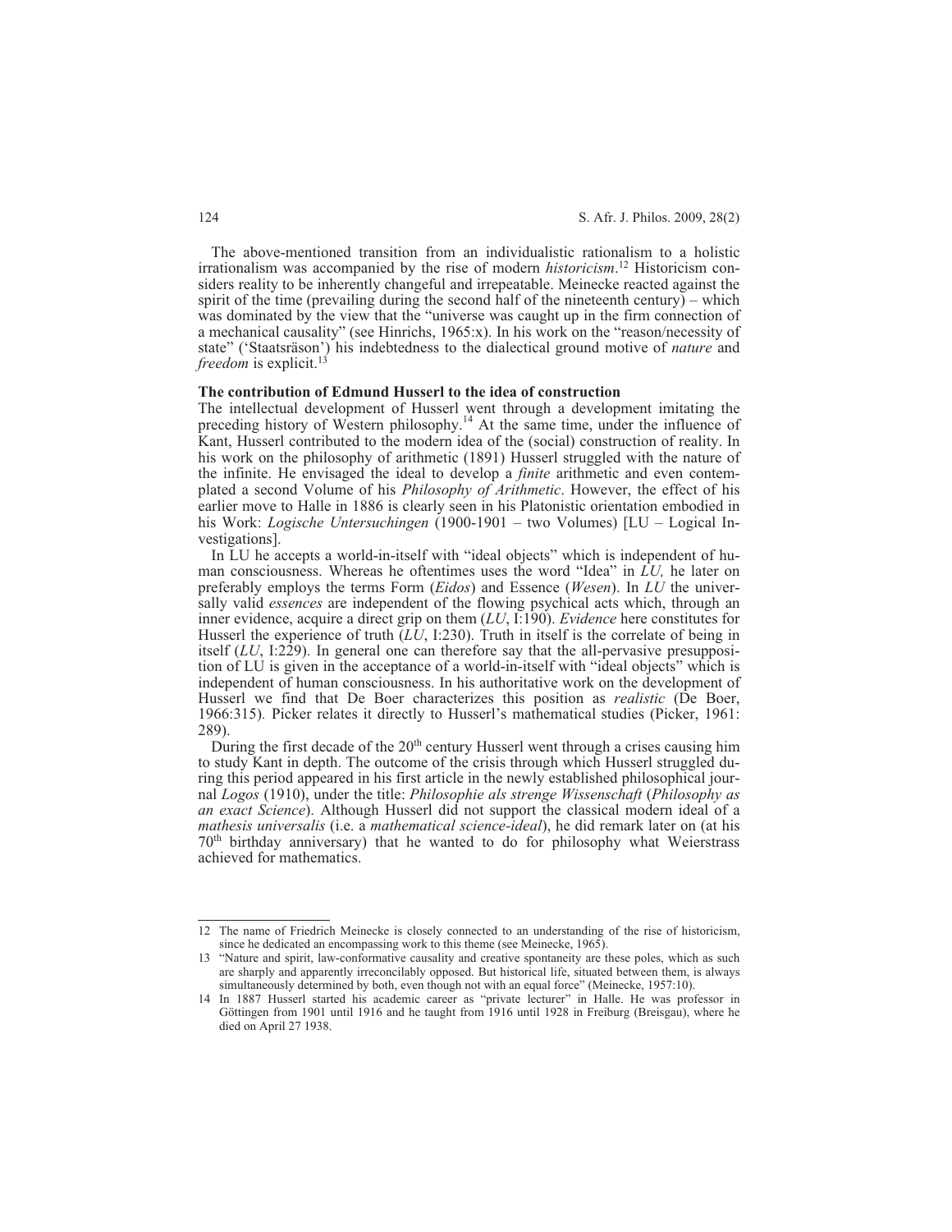The above-mentioned transition from an individualistic rationalism to a holistic irrationalism was accompanied by the rise of modern *historicism*.[12] Historicism considers reality to be inherently changeful and irrepeatable. Meinecke reacted against the spirit of the time (prevailing during the second half of the nineteenth century) – which was dominated by the view that the "universe was caught up in the firm connection of a mechanical causality" (see Hinrichs, 1965:x). In his work on the "reason/necessity of state" ('Staatsräson') his indebtedness to the dialectical ground motive of *nature* and *freedom* is explicit.[13]

**The contribution of Edmund Husserl to the idea of construction**

The intellectual development of Husserl went through a development imitating the preceding history of Western philosophy.[14] At the same time, under the influence of Kant, Husserl contributed to the modern idea of the (social) construction of reality. In his work on the philosophy of arithmetic (1891) Husserl struggled with the nature of the infinite. He envisaged the ideal to develop a *finite* arithmetic and even contemplated a second Volume of his *Philosophy of Arithmetic*. However, the effect of his earlier move to Halle in 1886 is clearly seen in his Platonistic orientation embodied in his Work: *Logische Untersuchungen* (1900-1901 – two Volumes) [LU – Logical Investigations].

In LU he accepts a world-in-itself with "ideal objects" which is independent of human consciousness. Whereas he oftentimes uses the word "Idea" in *LU,* he later on preferably employs the terms Form (*Eidos*) and Essence (*Wesen*). In *LU* the universally valid *essences* are independent of the flowing psychical acts which, through an inner evidence, acquire a direct grip on them (*LU*, I:190). *Evidence* here constitutes for Husserl the experience of truth (*LU*, I:230). Truth in itself is the correlate of being in itself (*LU*, I:229). In general one can therefore say that the all-pervasive presupposition of LU is given in the acceptance of a world-in-itself with "ideal objects" which is independent of human consciousness. In his authoritative work on the development of Husserl we find that De Boer characterizes this position as *realistic* (De Boer, 1966:315). Picker relates it directly to Husserl's mathematical studies (Picker, 1961: 289).

During the first decade of the 20th century Husserl went through a crises causing him to study Kant in depth. The outcome of the crisis through which Husserl struggled during this period appeared in his first article in the newly established philosophical journal *Logos* (1910), under the title: *Philosophie als strenge Wissenschaft* (*Philosophy as an exact Science*). Although Husserl did not support the classical modern ideal of a *mathesis universalis* (i.e. a *mathematical science-ideal*), he did remark later on (at his 70th birthday anniversary) that he wanted to do for philosophy what Weierstrass achieved for mathematics.

---

12 The name of Friedrich Meinecke is closely connected to an understanding of the rise of historicism, since he dedicated an encompassing work to this theme (see Meinecke, 1965).

13 "Nature and spirit, law-conformative causality and creative spontaneity are these poles, which as such are sharply and apparently irreconcilably opposed. But historical life, situated between them, is always simultaneously determined by both, even though not with an equal force" (Meinecke, 1957:10).

14 In 1887 Husserl started his academic career as "private lecturer" in Halle. He was professor in Göttingen from 1901 until 1916 and he taught from 1916 until 1928 in Freiburg (Breisgau), where he died on April 27 1938.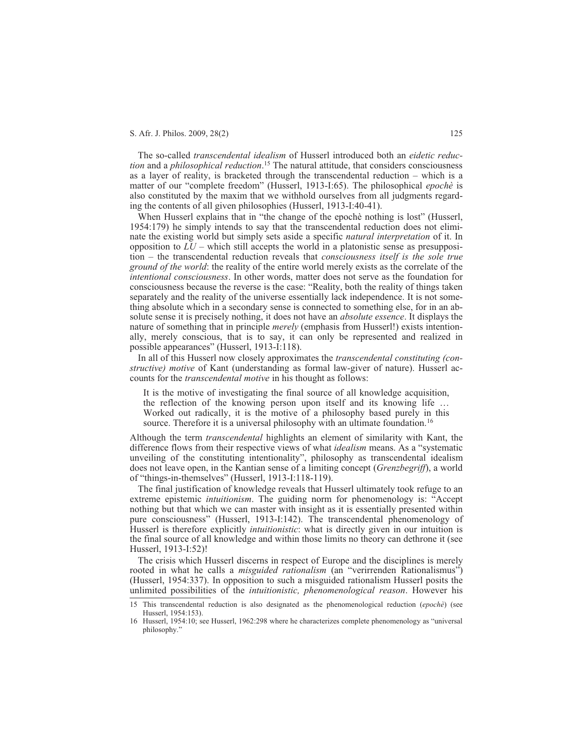The so-called *transcendental idealism* of Husserl introduced both an *eidetic reduction* and a *philosophical reduction*.[15] The natural attitude, that considers consciousness as a layer of reality, is bracketed through the transcendental reduction – which is a matter of our "complete freedom" (Husserl, 1913-I:65). The philosophical *epochè* is also constituted by the maxim that we withhold ourselves from all judgments regarding the contents of all given philosophies (Husserl, 1913-I:40-41).

When Husserl explains that in "the change of the epochè nothing is lost" (Husserl, 1954:179) he simply intends to say that the transcendental reduction does not eliminate the existing world but simply sets aside a specific *natural interpretation* of it. In opposition to *LU* – which still accepts the world in a platonistic sense as presupposition – the transcendental reduction reveals that *consciousness itself is the sole true ground of the world*: the reality of the entire world merely exists as the correlate of the *intentional consciousness*. In other words, matter does not serve as the foundation for consciousness because the reverse is the case: "Reality, both the reality of things taken separately and the reality of the universe essentially lack independence. It is not something absolute which in a secondary sense is connected to something else, for in an absolute sense it is precisely nothing, it does not have an *absolute essence*. It displays the nature of something that in principle *merely* (emphasis from Husserl!) exists intentionally, merely conscious, that is to say, it can only be represented and realized in possible appearances" (Husserl, 1913-I:118).

In all of this Husserl now closely approximates the *transcendental constituting (constructive) motive* of Kant (understanding as formal law-giver of nature). Husserl accounts for the *transcendental motive* in his thought as follows:

> It is the motive of investigating the final source of all knowledge acquisition, the reflection of the knowing person upon itself and its knowing life … Worked out radically, it is the motive of a philosophy based purely in this source. Therefore it is a universal philosophy with an ultimate foundation.[16]

Although the term *transcendental* highlights an element of similarity with Kant, the difference flows from their respective views of what *idealism* means. As a "systematic unveiling of the constituting intentionality", philosophy as transcendental idealism does not leave open, in the Kantian sense of a limiting concept (*Grenzbegriff*), a world of "things-in-themselves" (Husserl, 1913-I:118-119).

The final justification of knowledge reveals that Husserl ultimately took refuge to an extreme epistemic *intuitionism*. The guiding norm for phenomenology is: "Accept nothing but that which we can master with insight as it is essentially presented within pure consciousness" (Husserl, 1913-I:142). The transcendental phenomenology of Husserl is therefore explicitly *intuitionistic*: what is directly given in our intuition is the final source of all knowledge and within those limits no theory can dethrone it (see Husserl, 1913-I:52)!

The crisis which Husserl discerns in respect of Europe and the disciplines is merely rooted in what he calls a *misguided rationalism* (an "verirrenden Rationalismus") (Husserl, 1954:337). In opposition to such a misguided rationalism Husserl posits the unlimited possibilities of the *intuitionistic, phenomenological reason*. However his

---

15 This transcendental reduction is also designated as the phenomenological reduction (*epochè*) (see Husserl, 1954:153).

16 Husserl, 1954:10; see Husserl, 1962:298 where he characterizes complete phenomenology as "universal philosophy."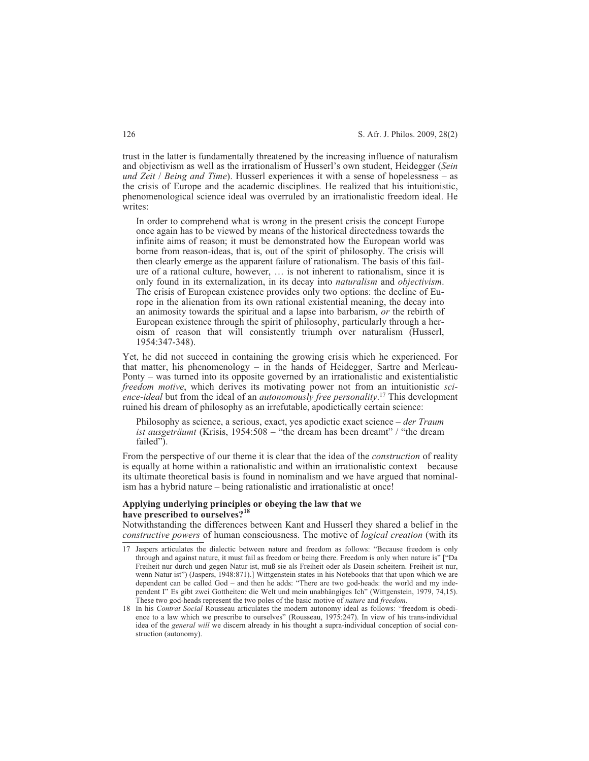trust in the latter is fundamentally threatened by the increasing influence of naturalism and objectivism as well as the irrationalism of Husserl's own student, Heidegger (*Sein und Zeit* / *Being and Time*). Husserl experiences it with a sense of hopelessness – as the crisis of Europe and the academic disciplines. He realized that his intuitionistic, phenomenological science ideal was overruled by an irrationalistic freedom ideal. He writes:

> In order to comprehend what is wrong in the present crisis the concept Europe once again has to be viewed by means of the historical directedness towards the infinite aims of reason; it must be demonstrated how the European world was borne from reason-ideas, that is, out of the spirit of philosophy. The crisis will then clearly emerge as the apparent failure of rationalism. The basis of this failure of a rational culture, however, … is not inherent to rationalism, since it is only found in its externalization, in its decay into *naturalism* and *objectivism*. The crisis of European existence provides only two options: the decline of Europe in the alienation from its own rational existential meaning, the decay into an animosity towards the spiritual and a lapse into barbarism, *or* the rebirth of European existence through the spirit of philosophy, particularly through a heroism of reason that will consistently triumph over naturalism (Husserl, 1954:347-348).

Yet, he did not succeed in containing the growing crisis which he experienced. For that matter, his phenomenology – in the hands of Heidegger, Sartre and Merleau-Ponty – was turned into its opposite governed by an irrationalistic and existentialistic *freedom motive*, which derives its motivating power not from an intuitionistic *science-ideal* but from the ideal of an *autonomously free personality*.[17] This development ruined his dream of philosophy as an irrefutable, apodictically certain science:

> Philosophy as science, a serious, exact, yes apodictic exact science – *der Traum ist ausgeträumt* (Krisis, 1954:508 – "the dream has been dreamt" / "the dream failed").

From the perspective of our theme it is clear that the idea of the *construction* of reality is equally at home within a rationalistic and within an irrationalistic context – because its ultimate theoretical basis is found in nominalism and we have argued that nominalism has a hybrid nature – being rationalistic and irrationalistic at once!

### Applying underlying principles or obeying the law that we have prescribed to ourselves?[18]

Notwithstanding the differences between Kant and Husserl they shared a belief in the *constructive powers* of human consciousness. The motive of *logical creation* (with its

---

17 Jaspers articulates the dialectic between nature and freedom as follows: "Because freedom is only through and against nature, it must fail as freedom or being there. Freedom is only when nature is" ["Da Freiheit nur durch und gegen Natur ist, muß sie als Freiheit oder als Dasein scheitern. Freiheit ist nur, wenn Natur ist") (Jaspers, 1948:871).] Wittgenstein states in his Notebooks that that upon which we are dependent can be called God – and then he adds: "There are two god-heads: the world and my independent I" Es gibt zwei Gottheiten: die Welt und mein unabhängiges Ich" (Wittgenstein, 1979, 74,15). These two god-heads represent the two poles of the basic motive of *nature* and *freedom*.

18 In his *Contrat Social* Rousseau articulates the modern autonomy ideal as follows: "freedom is obedience to a law which we prescribe to ourselves" (Rousseau, 1975:247). In view of his trans-individual idea of the *general will* we discern already in his thought a supra-individual conception of social construction (autonomy).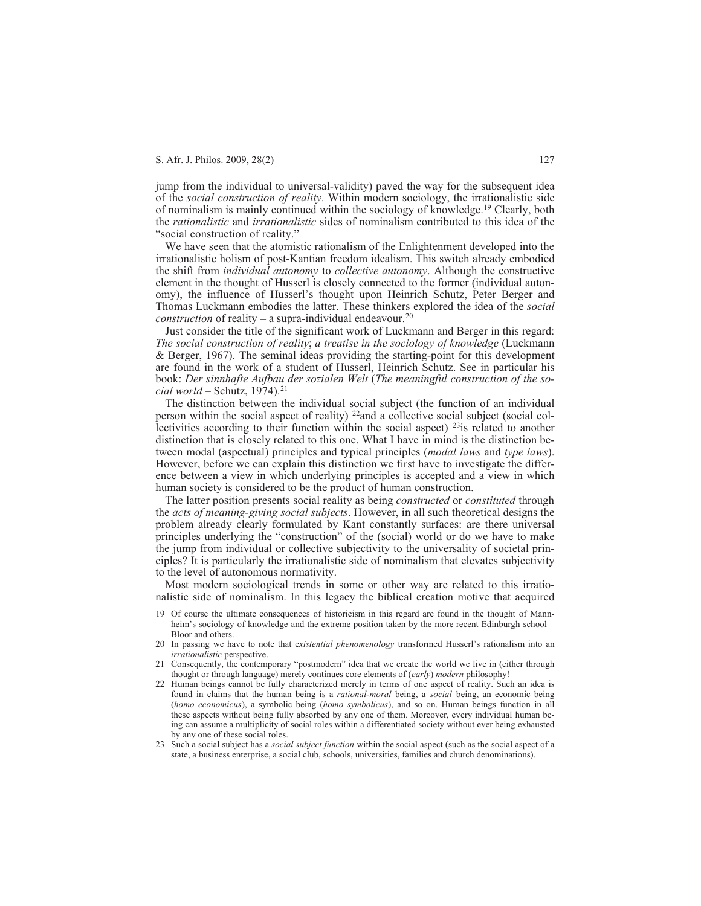jump from the individual to universal-validity) paved the way for the subsequent idea of the *social construction of reality*. Within modern sociology, the irrationalistic side of nominalism is mainly continued within the sociology of knowledge.[19] Clearly, both the *rationalistic* and *irrationalistic* sides of nominalism contributed to this idea of the "social construction of reality."

We have seen that the atomistic rationalism of the Enlightenment developed into the irrationalistic holism of post-Kantian freedom idealism. This switch already embodied the shift from *individual autonomy* to *collective autonomy*. Although the constructive element in the thought of Husserl is closely connected to the former (individual autonomy), the influence of Husserl's thought upon Heinrich Schutz, Peter Berger and Thomas Luckmann embodies the latter. These thinkers explored the idea of the *social construction* of reality – a supra-individual endeavour.[20]

Just consider the title of the significant work of Luckmann and Berger in this regard: *The social construction of reality*; *a treatise in the sociology of knowledge* (Luckmann & Berger, 1967). The seminal ideas providing the starting-point for this development are found in the work of a student of Husserl, Heinrich Schutz. See in particular his book: *Der sinnhafte Aufbau der sozialen Welt* (*The meaningful construction of the social world* – Schutz, 1974).[21]

The distinction between the individual social subject (the function of an individual person within the social aspect of reality) [22]and a collective social subject (social collectivities according to their function within the social aspect) [23]is related to another distinction that is closely related to this one. What I have in mind is the distinction between modal (aspectual) principles and typical principles (*modal laws* and *type laws*). However, before we can explain this distinction we first have to investigate the difference between a view in which underlying principles is accepted and a view in which human society is considered to be the product of human construction.

The latter position presents social reality as being *constructed* or *constituted* through the *acts of meaning-giving social subjects*. However, in all such theoretical designs the problem already clearly formulated by Kant constantly surfaces: are there universal principles underlying the "construction" of the (social) world or do we have to make the jump from individual or collective subjectivity to the universality of societal principles? It is particularly the irrationalistic side of nominalism that elevates subjectivity to the level of autonomous normativity.

Most modern sociological trends in some or other way are related to this irrationalistic side of nominalism. In this legacy the biblical creation motive that acquired

---

19 Of course the ultimate consequences of historicism in this regard are found in the thought of Mannheim's sociology of knowledge and the extreme position taken by the more recent Edinburgh school – Bloor and others.

20 In passing we have to note that e*xistential phenomenology* transformed Husserl's rationalism into an *irrationalistic* perspective.

21 Consequently, the contemporary "postmodern" idea that we create the world we live in (either through thought or through language) merely continues core elements of (*early*) *modern* philosophy!

22 Human beings cannot be fully characterized merely in terms of one aspect of reality. Such an idea is found in claims that the human being is a *rational-moral* being, a *social* being, an economic being (*homo economicus*), a symbolic being (*homo symbolicus*), and so on. Human beings function in all these aspects without being fully absorbed by any one of them. Moreover, every individual human being can assume a multiplicity of social roles within a differentiated society without ever being exhausted by any one of these social roles.

23 Such a social subject has a *social subject function* within the social aspect (such as the social aspect of a state, a business enterprise, a social club, schools, universities, families and church denominations).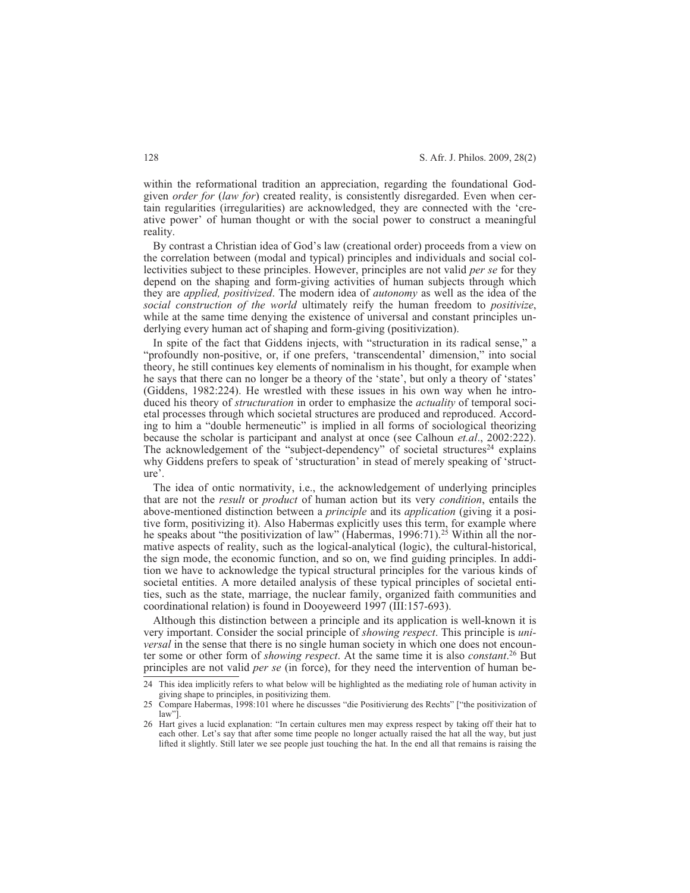within the reformational tradition an appreciation, regarding the foundational God-given *order for* (*law for*) created reality, is consistently disregarded. Even when certain regularities (irregularities) are acknowledged, they are connected with the 'creative power' of human thought or with the social power to construct a meaningful reality.

By contrast a Christian idea of God's law (creational order) proceeds from a view on the correlation between (modal and typical) principles and individuals and social collectivities subject to these principles. However, principles are not valid *per se* for they depend on the shaping and form-giving activities of human subjects through which they are *applied, positivized*. The modern idea of *autonomy* as well as the idea of the *social construction of the world* ultimately reify the human freedom to *positivize*, while at the same time denying the existence of universal and constant principles underlying every human act of shaping and form-giving (positivization).

In spite of the fact that Giddens injects, with "structuration in its radical sense," a "profoundly non-positive, or, if one prefers, 'transcendental' dimension," into social theory, he still continues key elements of nominalism in his thought, for example when he says that there can no longer be a theory of the 'state', but only a theory of 'states' (Giddens, 1982:224). He wrestled with these issues in his own way when he introduced his theory of *structuration* in order to emphasize the *actuality* of temporal societal processes through which societal structures are produced and reproduced. According to him a "double hermeneutic" is implied in all forms of sociological theorizing because the scholar is participant and analyst at once (see Calhoun *et.al*., 2002:222). The acknowledgement of the "subject-dependency" of societal structures[24] explains why Giddens prefers to speak of 'structuration' in stead of merely speaking of 'structure'.

The idea of ontic normativity, i.e., the acknowledgement of underlying principles that are not the *result* or *product* of human action but its very *condition*, entails the above-mentioned distinction between a *principle* and its *application* (giving it a positive form, positivizing it). Also Habermas explicitly uses this term, for example where he speaks about "the positivization of law" (Habermas, 1996:71).[25] Within all the normative aspects of reality, such as the logical-analytical (logic), the cultural-historical, the sign mode, the economic function, and so on, we find guiding principles. In addition we have to acknowledge the typical structural principles for the various kinds of societal entities. A more detailed analysis of these typical principles of societal entities, such as the state, marriage, the nuclear family, organized faith communities and coordinational relation) is found in Dooyeweerd 1997 (III:157-693).

Although this distinction between a principle and its application is well-known it is very important. Consider the social principle of *showing respect*. This principle is *universal* in the sense that there is no single human society in which one does not encounter some or other form of *showing respect*. At the same time it is also *constant*.[26] But principles are not valid *per se* (in force), for they need the intervention of human be-

---

24 This idea implicitly refers to what below will be highlighted as the mediating role of human activity in giving shape to principles, in positivizing them.

25 Compare Habermas, 1998:101 where he discusses "die Positivierung des Rechts" ["the positivization of law"].

26 Hart gives a lucid explanation: "In certain cultures men may express respect by taking off their hat to each other. Let's say that after some time people no longer actually raised the hat all the way, but just lifted it slightly. Still later we see people just touching the hat. In the end all that remains is raising the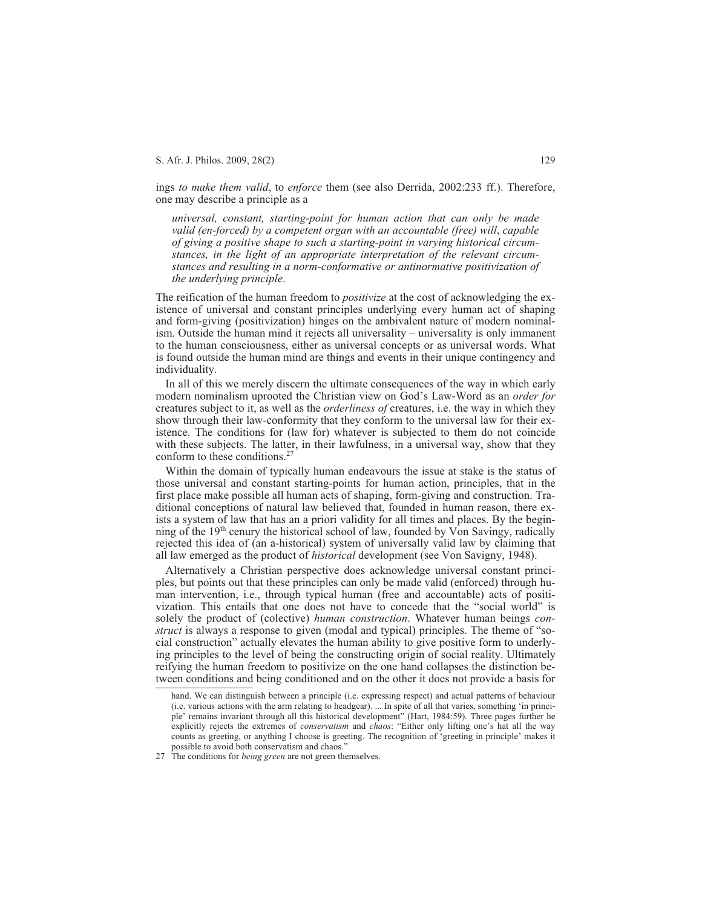ings *to make them valid*, to *enforce* them (see also Derrida, 2002:233 ff.). Therefore, one may describe a principle as a

> *universal, constant, starting-point for human action that can only be made valid (en-forced) by a competent organ with an accountable (free) will*, *capable of giving a positive shape to such a starting-point in varying historical circumstances, in the light of an appropriate interpretation of the relevant circumstances and resulting in a norm-conformative or antinormative positivization of the underlying principle*.

The reification of the human freedom to *positivize* at the cost of acknowledging the existence of universal and constant principles underlying every human act of shaping and form-giving (positivization) hinges on the ambivalent nature of modern nominalism. Outside the human mind it rejects all universality – universality is only immanent to the human consciousness, either as universal concepts or as universal words. What is found outside the human mind are things and events in their unique contingency and individuality.

In all of this we merely discern the ultimate consequences of the way in which early modern nominalism uprooted the Christian view on God's Law-Word as an *order for* creatures subject to it, as well as the *orderliness of* creatures, i.e. the way in which they show through their law-conformity that they conform to the universal law for their existence. The conditions for (law for) whatever is subjected to them do not coincide with these subjects. The latter, in their lawfulness, in a universal way, show that they conform to these conditions.[27]

Within the domain of typically human endeavours the issue at stake is the status of those universal and constant starting-points for human action, principles, that in the first place make possible all human acts of shaping, form-giving and construction. Traditional conceptions of natural law believed that, founded in human reason, there exists a system of law that has an a priori validity for all times and places. By the beginning of the 19th cenury the historical school of law, founded by Von Savingy, radically rejected this idea of (an a-historical) system of universally valid law by claiming that all law emerged as the product of *historical* development (see Von Savigny, 1948).

Alternatively a Christian perspective does acknowledge universal constant principles, but points out that these principles can only be made valid (enforced) through human intervention, i.e., through typical human (free and accountable) acts of positivization. This entails that one does not have to concede that the "social world" is solely the product of (colective) *human construction*. Whatever human beings *construct* is always a response to given (modal and typical) principles. The theme of "social construction" actually elevates the human ability to give positive form to underlying principles to the level of being the constructing origin of social reality. Ultimately reifying the human freedom to positivize on the one hand collapses the distinction between conditions and being conditioned and on the other it does not provide a basis for

---

hand. We can distinguish between a principle (i.e. expressing respect) and actual patterns of behaviour (i.e. various actions with the arm relating to headgear). ... In spite of all that varies, something 'in principle' remains invariant through all this historical development" (Hart, 1984:59). Three pages further he explicitly rejects the extremes of *conservatism* and *chaos*: "Either only lifting one's hat all the way counts as greeting, or anything I choose is greeting. The recognition of 'greeting in principle' makes it possible to avoid both conservatism and chaos."

27 The conditions for *being green* are not green themselves.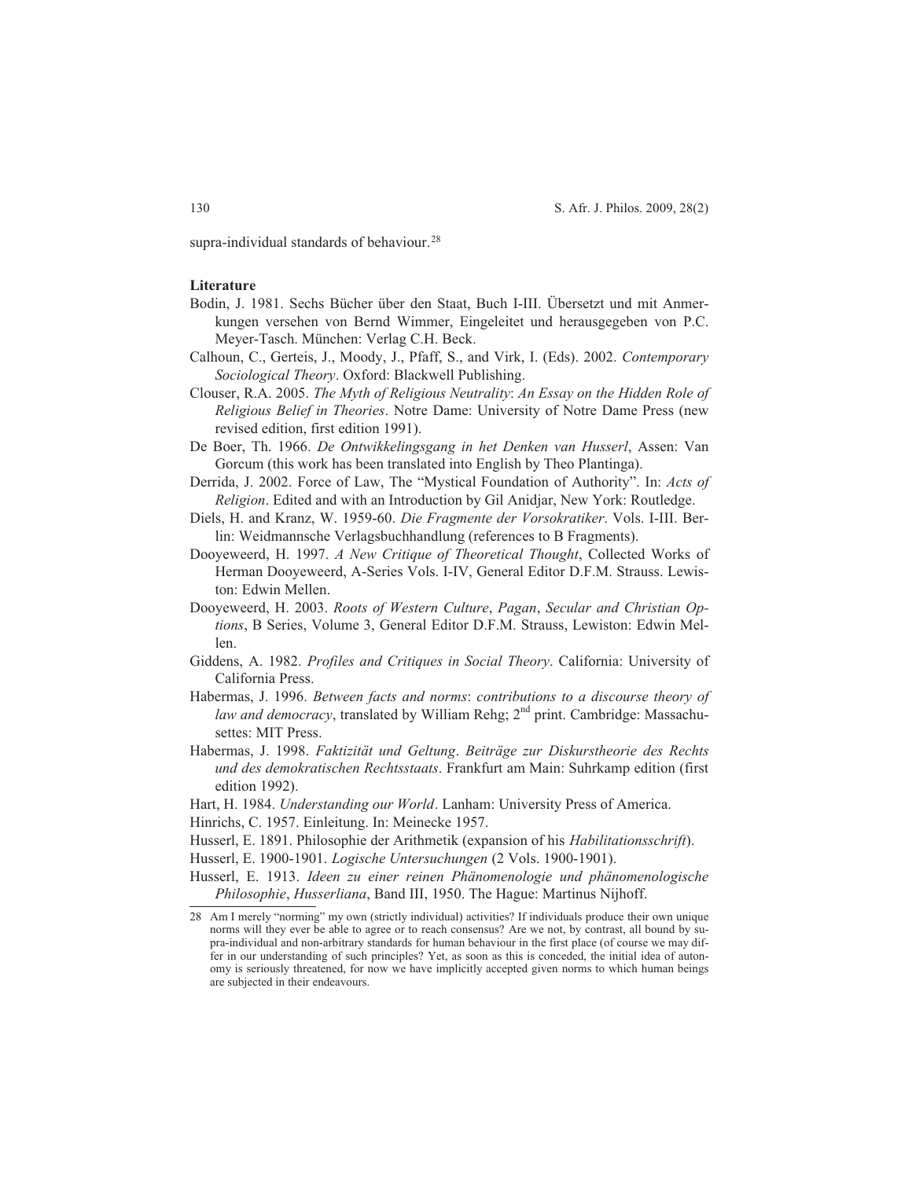supra-individual standards of behaviour.[28]

**Literature**

Bodin, J. 1981. Sechs Bücher über den Staat, Buch I-III. Übersetzt und mit Anmerkungen versehen von Bernd Wimmer, Eingeleitet und herausgegeben von P.C. Meyer-Tasch. München: Verlag C.H. Beck.

Calhoun, C., Gerteis, J., Moody, J., Pfaff, S., and Virk, I. (Eds). 2002. *Contemporary Sociological Theory*. Oxford: Blackwell Publishing.

Clouser, R.A. 2005. *The Myth of Religious Neutrality*: *An Essay on the Hidden Role of Religious Belief in Theories*. Notre Dame: University of Notre Dame Press (new revised edition, first edition 1991).

De Boer, Th. 1966. *De Ontwikkelingsgang in het Denken van Husserl*, Assen: Van Gorcum (this work has been translated into English by Theo Plantinga).

Derrida, J. 2002. Force of Law, The "Mystical Foundation of Authority". In: *Acts of Religion*. Edited and with an Introduction by Gil Anidjar, New York: Routledge.

Diels, H. and Kranz, W. 1959-60. *Die Fragmente der Vorsokratiker*. Vols. I-III. Berlin: Weidmannsche Verlagsbuchhandlung (references to B Fragments).

Dooyeweerd, H. 1997. *A New Critique of Theoretical Thought*, Collected Works of Herman Dooyeweerd, A-Series Vols. I-IV, General Editor D.F.M. Strauss. Lewiston: Edwin Mellen.

Dooyeweerd, H. 2003. *Roots of Western Culture*, *Pagan*, *Secular and Christian Options*, B Series, Volume 3, General Editor D.F.M. Strauss, Lewiston: Edwin Mellen.

Giddens, A. 1982. *Profiles and Critiques in Social Theory*. California: University of California Press.

Habermas, J. 1996. *Between facts and norms*: *contributions to a discourse theory of law and democracy*, translated by William Rehg; 2nd print. Cambridge: Massachusettes: MIT Press.

Habermas, J. 1998. *Faktizität und Geltung*. *Beiträge zur Diskurstheorie des Rechts und des demokratischen Rechtsstaats*. Frankfurt am Main: Suhrkamp edition (first edition 1992).

Hart, H. 1984. *Understanding our World*. Lanham: University Press of America.

Hinrichs, C. 1957. Einleitung. In: Meinecke 1957.

Husserl, E. 1891. Philosophie der Arithmetik (expansion of his *Habilitationsschrift*).

Husserl, E. 1900-1901. *Logische Untersuchungen* (2 Vols. 1900-1901).

Husserl, E. 1913. *Ideen zu einer reinen Phänomenologie und phänomenologische Philosophie*, *Husserliana*, Band III, 1950. The Hague: Martinus Nijhoff.

---

28 Am I merely "norming" my own (strictly individual) activities? If individuals produce their own unique norms will they ever be able to agree or to reach consensus? Are we not, by contrast, all bound by supra-individual and non-arbitrary standards for human behaviour in the first place (of course we may differ in our understanding of such principles? Yet, as soon as this is conceded, the initial idea of autonomy is seriously threatened, for now we have implicitly accepted given norms to which human beings are subjected in their endeavours.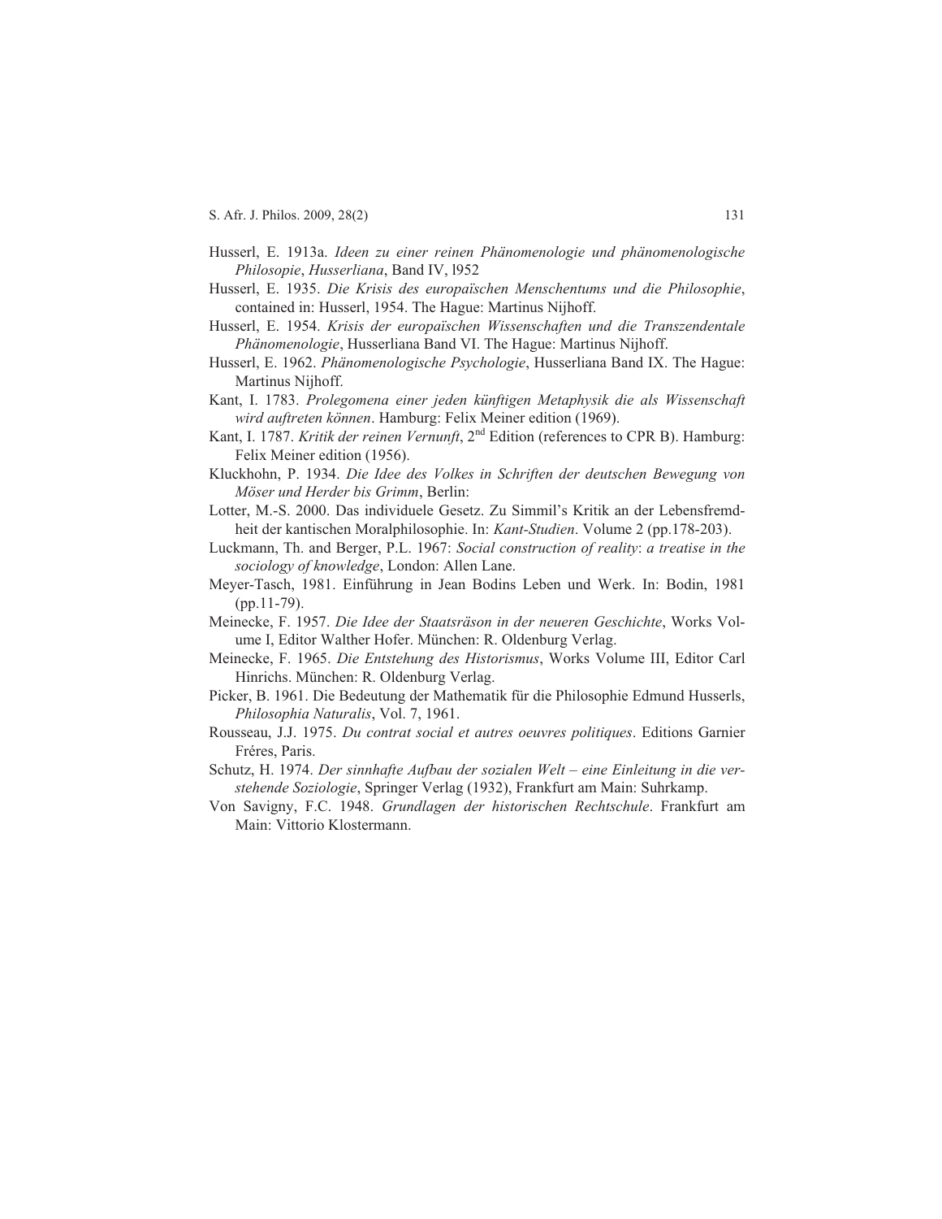Husserl, E. 1913a. *Ideen zu einer reinen Phänomenologie und phänomenologische Philosopie*, *Husserliana*, Band IV, l952

Husserl, E. 1935. *Die Krisis des europaïschen Menschentums und die Philosophie*, contained in: Husserl, 1954. The Hague: Martinus Nijhoff.

Husserl, E. 1954. *Krisis der europaïschen Wissenschaften und die Transzendentale Phänomenologie*, Husserliana Band VI. The Hague: Martinus Nijhoff.

Husserl, E. 1962. *Phänomenologische Psychologie*, Husserliana Band IX. The Hague: Martinus Nijhoff.

Kant, I. 1783. *Prolegomena einer jeden künftigen Metaphysik die als Wissenschaft wird auftreten können*. Hamburg: Felix Meiner edition (1969).

Kant, I. 1787. *Kritik der reinen Vernunft*, 2nd Edition (references to CPR B). Hamburg: Felix Meiner edition (1956).

Kluckhohn, P. 1934. *Die Idee des Volkes in Schriften der deutschen Bewegung von Möser und Herder bis Grimm*, Berlin:

Lotter, M.-S. 2000. Das individuele Gesetz. Zu Simmil's Kritik an der Lebensfremdheit der kantischen Moralphilosophie. In: *Kant-Studien*. Volume 2 (pp.178-203).

Luckmann, Th. and Berger, P.L. 1967: *Social construction of reality*: *a treatise in the sociology of knowledge*, London: Allen Lane.

Meyer-Tasch, 1981. Einführung in Jean Bodins Leben und Werk. In: Bodin, 1981 (pp.11-79).

Meinecke, F. 1957. *Die Idee der Staatsräson in der neueren Geschichte*, Works Volume I, Editor Walther Hofer. München: R. Oldenburg Verlag.

Meinecke, F. 1965. *Die Entstehung des Historismus*, Works Volume III, Editor Carl Hinrichs. München: R. Oldenburg Verlag.

Picker, B. 1961. Die Bedeutung der Mathematik für die Philosophie Edmund Husserls, *Philosophia Naturalis*, Vol. 7, 1961.

Rousseau, J.J. 1975. *Du contrat social et autres oeuvres politiques*. Editions Garnier Fréres, Paris.

Schutz, H. 1974. *Der sinnhafte Aufbau der sozialen Welt – eine Einleitung in die verstehende Soziologie*, Springer Verlag (1932), Frankfurt am Main: Suhrkamp.

Von Savigny, F.C. 1948. *Grundlagen der historischen Rechtschule*. Frankfurt am Main: Vittorio Klostermann.